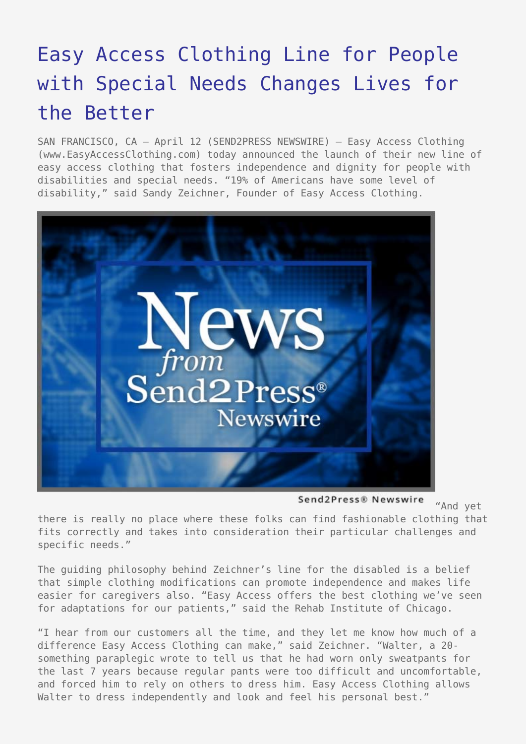# Easy Access Clothing Line for People with Special Needs Changes Lives for the Better

SAN FRANCISCO, CA – April 12 (SEND2PRESS NEWSWIRE) — Easy Access Clothing (www.EasyAccessClothing.com) today announced the launch of their new line of easy access clothing that fosters independence and dignity for people with disabilities and special needs. "19% of Americans have some level of disability," said Sandy Zeichner, Founder of Easy Access Clothing.

Send2Press® Newswire

"And yet there is really no place where these folks can find fashionable clothing that fits correctly and takes into consideration their particular challenges and specific needs."

The guiding philosophy behind Zeichner's line for the disabled is a belief that simple clothing modifications can promote independence and makes life easier for caregivers also. "Easy Access offers the best clothing we've seen for adaptations for our patients," said the Rehab Institute of Chicago.

"I hear from our customers all the time, and they let me know how much of a difference Easy Access Clothing can make," said Zeichner. "Walter, a 20-something paraplegic wrote to tell us that he had worn only sweatpants for the last 7 years because regular pants were too difficult and uncomfortable, and forced him to rely on others to dress him. Easy Access Clothing allows Walter to dress independently and look and feel his personal best."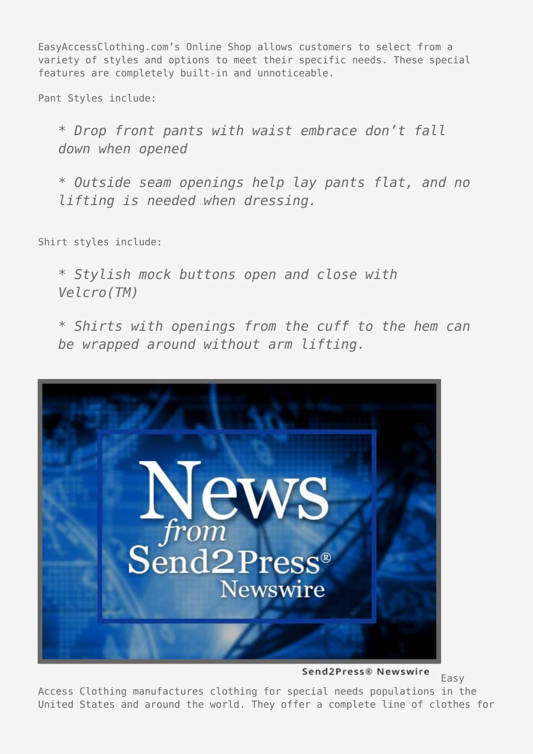EasyAccessClothing.com's Online Shop allows customers to select from a variety of styles and options to meet their specific needs. These special features are completely built-in and unnoticeable.

Pant Styles include:

> *\* Drop front pants with waist embrace don't fall down when opened*
>
> *\* Outside seam openings help lay pants flat, and no lifting is needed when dressing.*

Shirt styles include:

> *\* Stylish mock buttons open and close with Velcro(TM)*
>
> *\* Shirts with openings from the cuff to the hem can be wrapped around without arm lifting.*

Send2Press® Newswire

Easy Access Clothing manufactures clothing for special needs populations in the United States and around the world. They offer a complete line of clothes for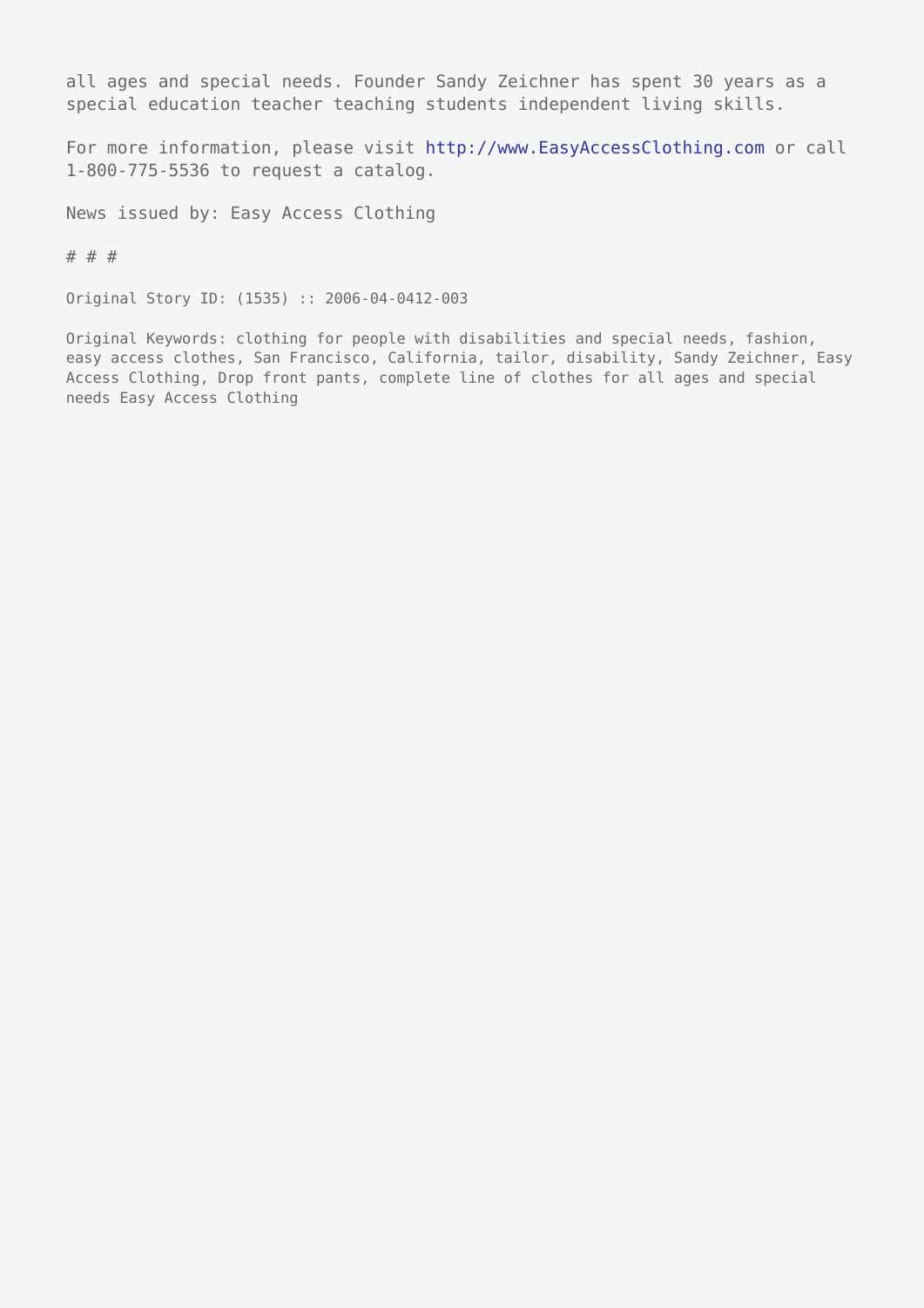all ages and special needs. Founder Sandy Zeichner has spent 30 years as a special education teacher teaching students independent living skills.

For more information, please visit http://www.EasyAccessClothing.com or call 1-800-775-5536 to request a catalog.

News issued by: Easy Access Clothing

# # #

Original Story ID: (1535) :: 2006-04-0412-003

Original Keywords: clothing for people with disabilities and special needs, fashion, easy access clothes, San Francisco, California, tailor, disability, Sandy Zeichner, Easy Access Clothing, Drop front pants, complete line of clothes for all ages and special needs Easy Access Clothing